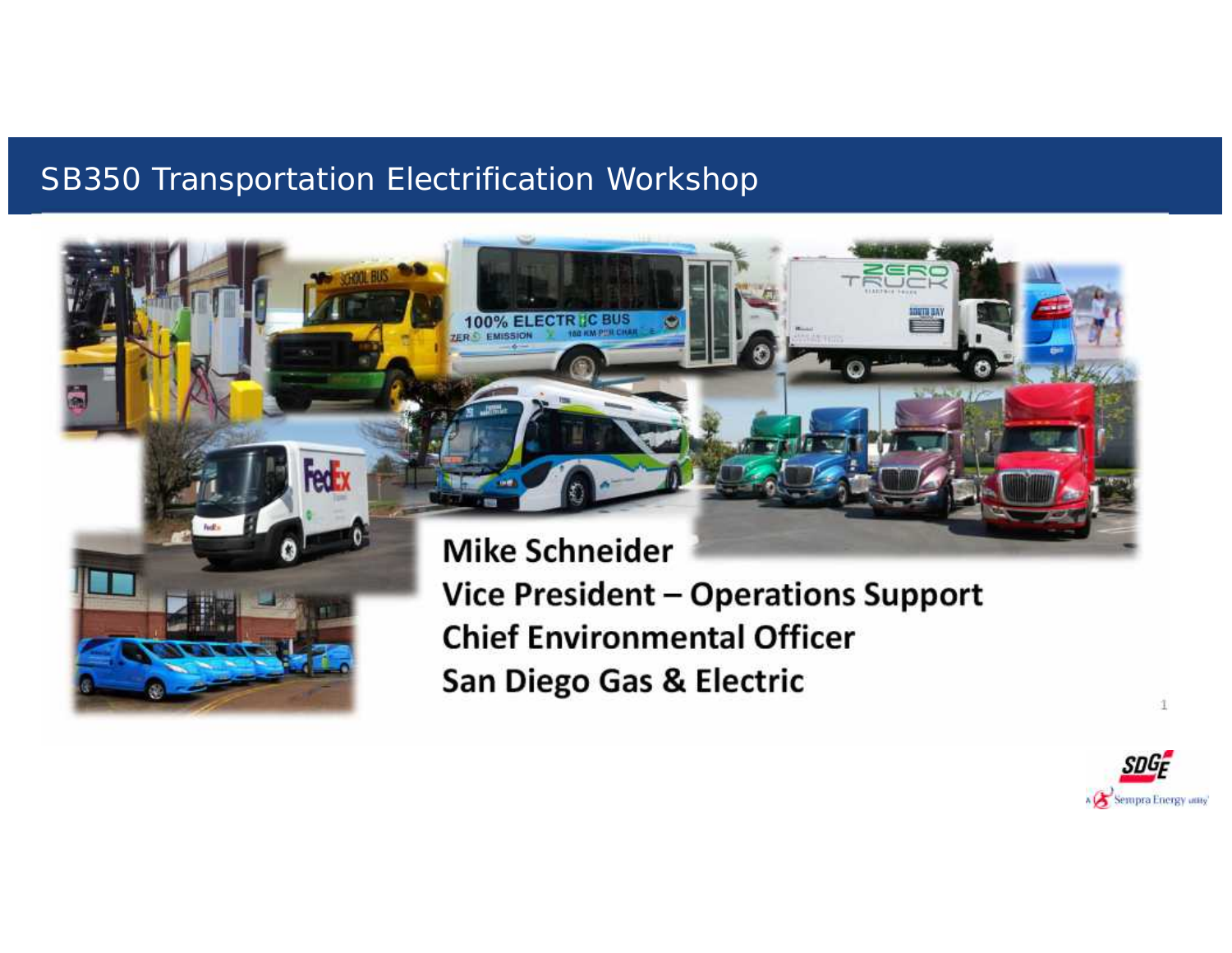# SB350 Transportation Electrification Workshop

**Mike Schneider**
**Vice President – Operations Support**
**Chief Environmental Officer**
**San Diego Gas & Electric**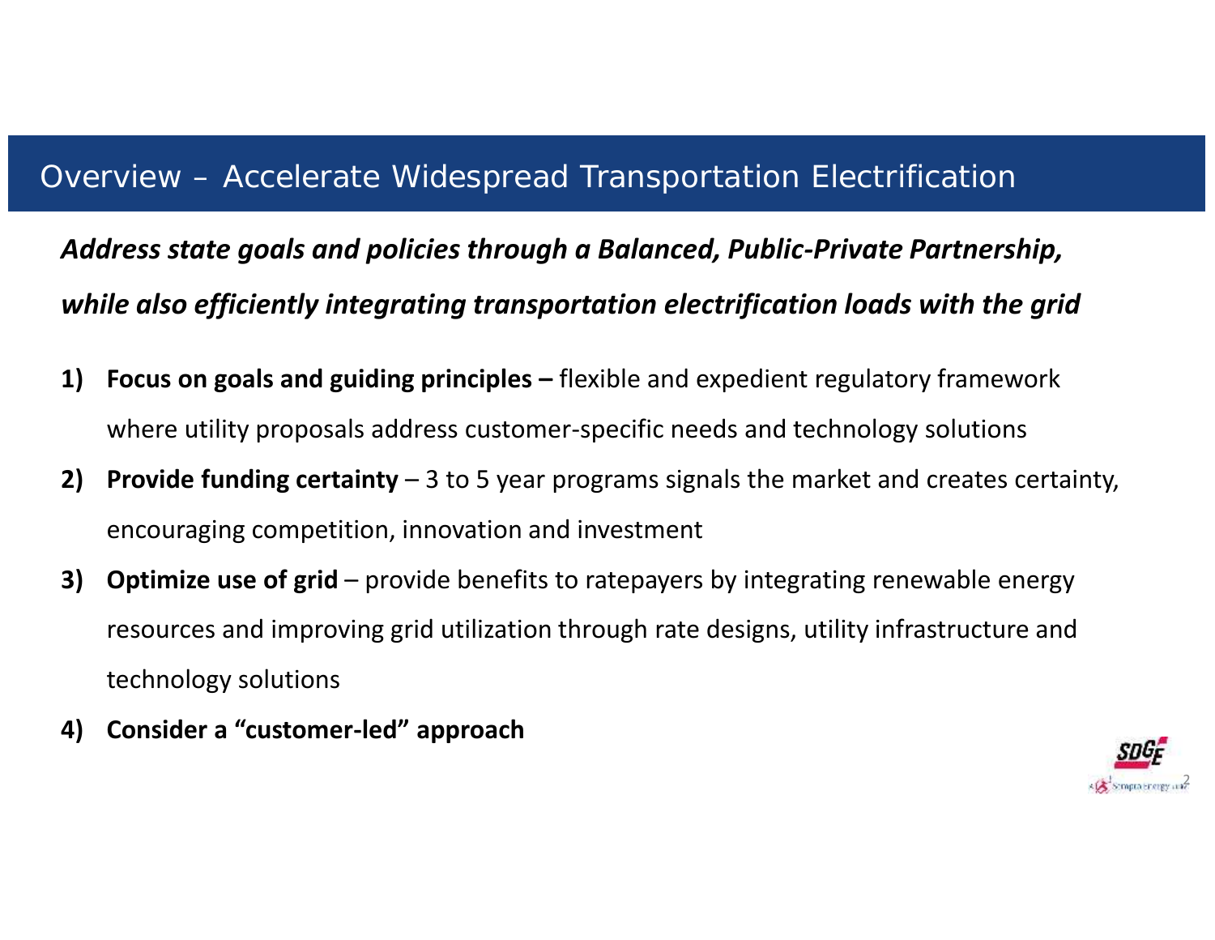# Overview – Accelerate Widespread Transportation Electrification

***Address state goals and policies through a Balanced, Public-Private Partnership, while also efficiently integrating transportation electrification loads with the grid***

1) **Focus on goals and guiding principles –** flexible and expedient regulatory framework where utility proposals address customer-specific needs and technology solutions
2) **Provide funding certainty** – 3 to 5 year programs signals the market and creates certainty, encouraging competition, innovation and investment
3) **Optimize use of grid** – provide benefits to ratepayers by integrating renewable energy resources and improving grid utilization through rate designs, utility infrastructure and technology solutions
4) **Consider a "customer-led" approach**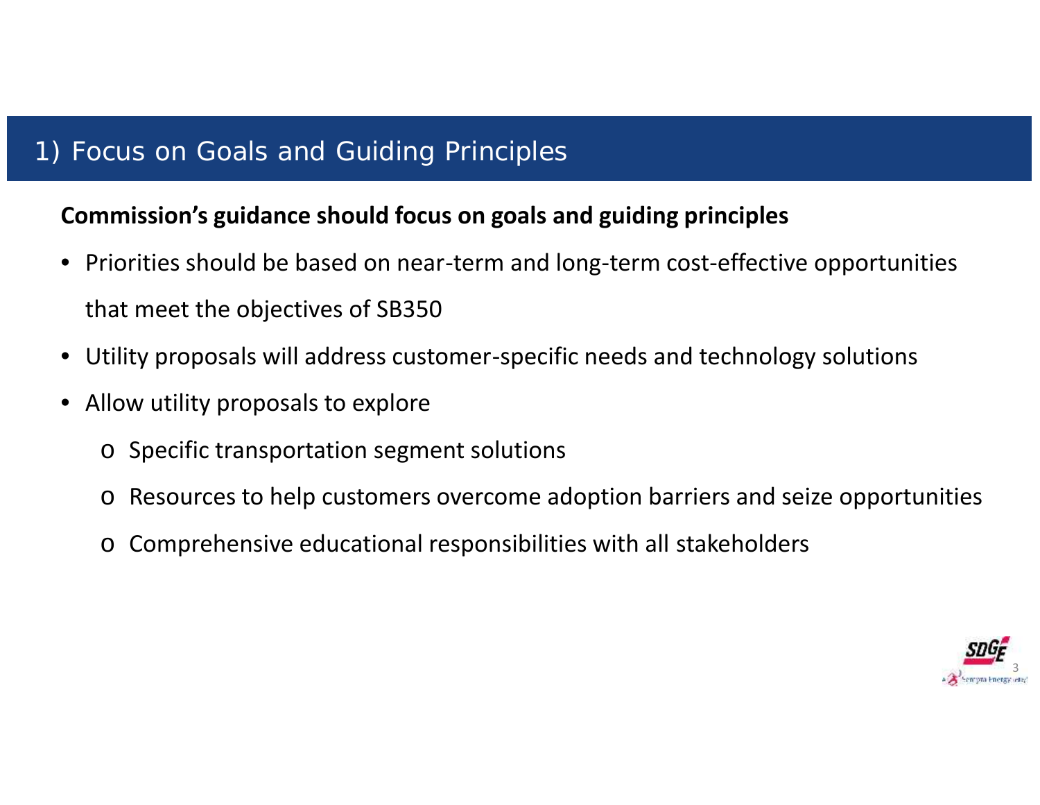# 1) Focus on Goals and Guiding Principles

**Commission's guidance should focus on goals and guiding principles**

- Priorities should be based on near-term and long-term cost-effective opportunities that meet the objectives of SB350
- Utility proposals will address customer-specific needs and technology solutions
- Allow utility proposals to explore
  - Specific transportation segment solutions
  - Resources to help customers overcome adoption barriers and seize opportunities
  - Comprehensive educational responsibilities with all stakeholders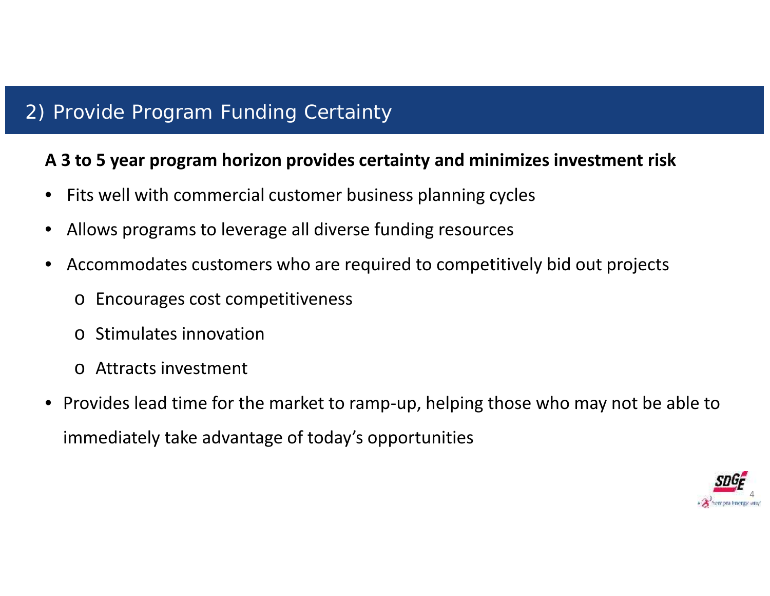## 2) Provide Program Funding Certainty

**A 3 to 5 year program horizon provides certainty and minimizes investment risk**

- Fits well with commercial customer business planning cycles
- Allows programs to leverage all diverse funding resources
- Accommodates customers who are required to competitively bid out projects
  - Encourages cost competitiveness
  - Stimulates innovation
  - Attracts investment
- Provides lead time for the market to ramp-up, helping those who may not be able to immediately take advantage of today's opportunities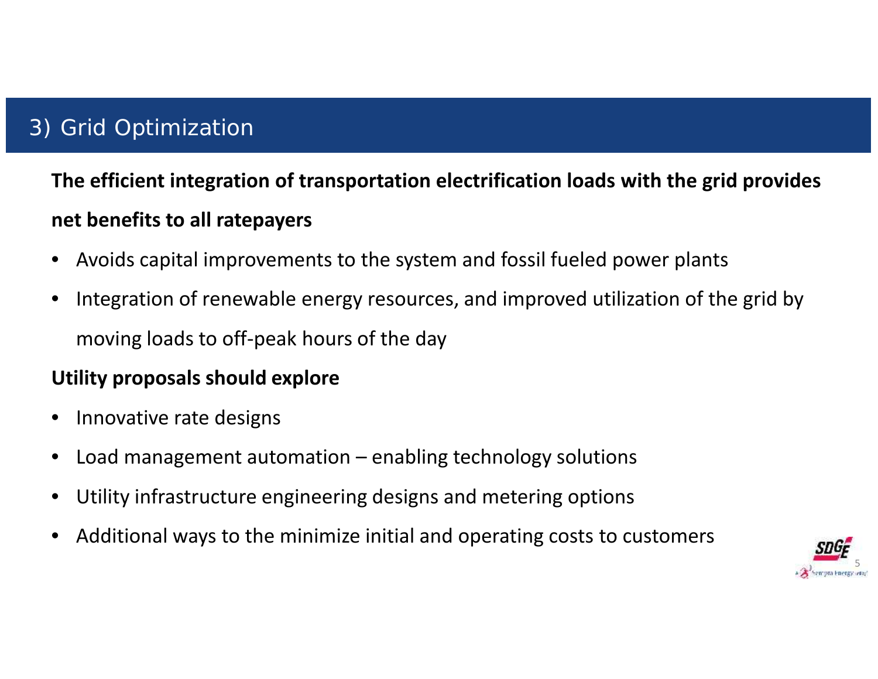# 3) Grid Optimization

**The efficient integration of transportation electrification loads with the grid provides net benefits to all ratepayers**

- Avoids capital improvements to the system and fossil fueled power plants
- Integration of renewable energy resources, and improved utilization of the grid by moving loads to off-peak hours of the day

**Utility proposals should explore**

- Innovative rate designs
- Load management automation – enabling technology solutions
- Utility infrastructure engineering designs and metering options
- Additional ways to the minimize initial and operating costs to customers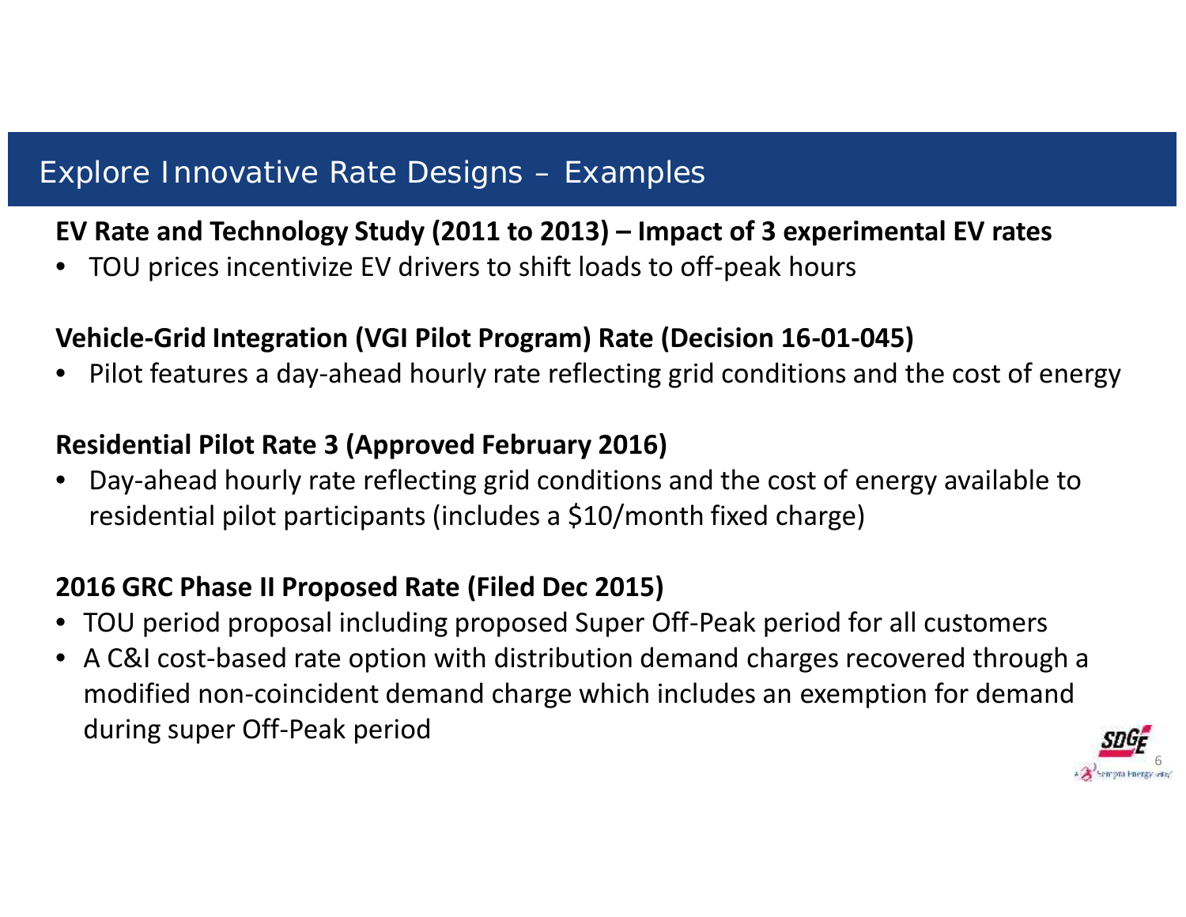# Explore Innovative Rate Designs – Examples

**EV Rate and Technology Study (2011 to 2013) – Impact of 3 experimental EV rates**

- TOU prices incentivize EV drivers to shift loads to off-peak hours

**Vehicle-Grid Integration (VGI Pilot Program) Rate (Decision 16-01-045)**

- Pilot features a day-ahead hourly rate reflecting grid conditions and the cost of energy

**Residential Pilot Rate 3 (Approved February 2016)**

- Day-ahead hourly rate reflecting grid conditions and the cost of energy available to residential pilot participants (includes a $10/month fixed charge)

**2016 GRC Phase II Proposed Rate (Filed Dec 2015)**

- TOU period proposal including proposed Super Off-Peak period for all customers
- A C&I cost-based rate option with distribution demand charges recovered through a modified non-coincident demand charge which includes an exemption for demand during super Off-Peak period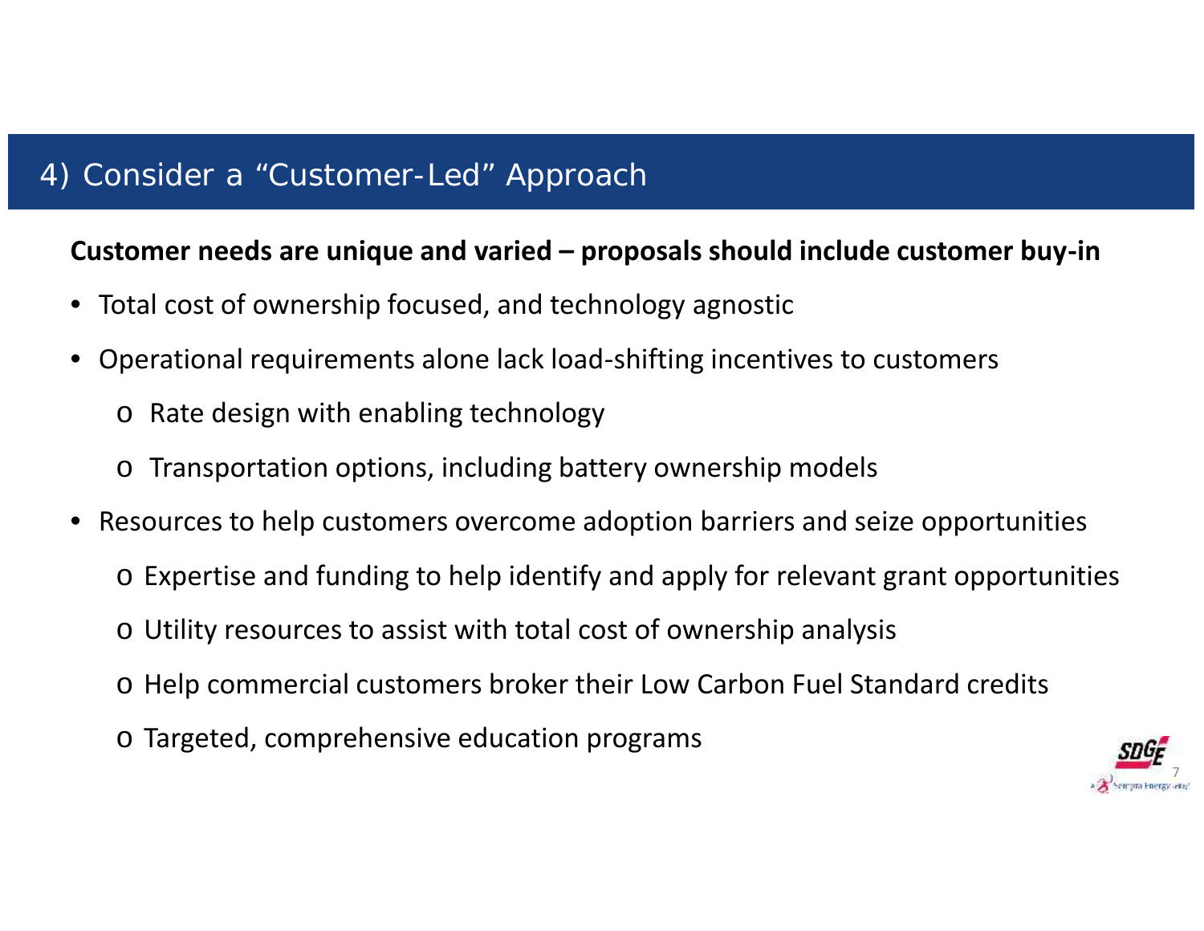# 4) Consider a "Customer-Led" Approach

**Customer needs are unique and varied – proposals should include customer buy-in**

- Total cost of ownership focused, and technology agnostic
- Operational requirements alone lack load-shifting incentives to customers
  - Rate design with enabling technology
  - Transportation options, including battery ownership models
- Resources to help customers overcome adoption barriers and seize opportunities
  - Expertise and funding to help identify and apply for relevant grant opportunities
  - Utility resources to assist with total cost of ownership analysis
  - Help commercial customers broker their Low Carbon Fuel Standard credits
  - Targeted, comprehensive education programs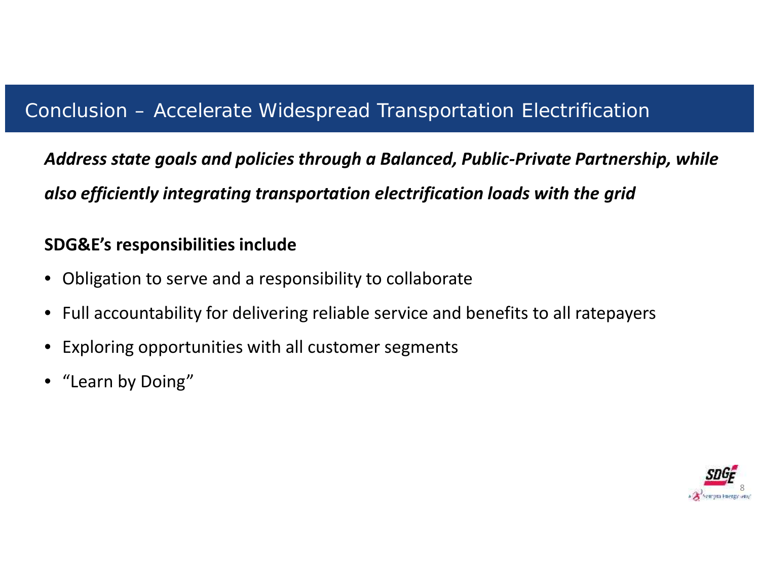# Conclusion – Accelerate Widespread Transportation Electrification

***Address state goals and policies through a Balanced, Public-Private Partnership, while also efficiently integrating transportation electrification loads with the grid***

**SDG&E's responsibilities include**

- Obligation to serve and a responsibility to collaborate
- Full accountability for delivering reliable service and benefits to all ratepayers
- Exploring opportunities with all customer segments
- "Learn by Doing"